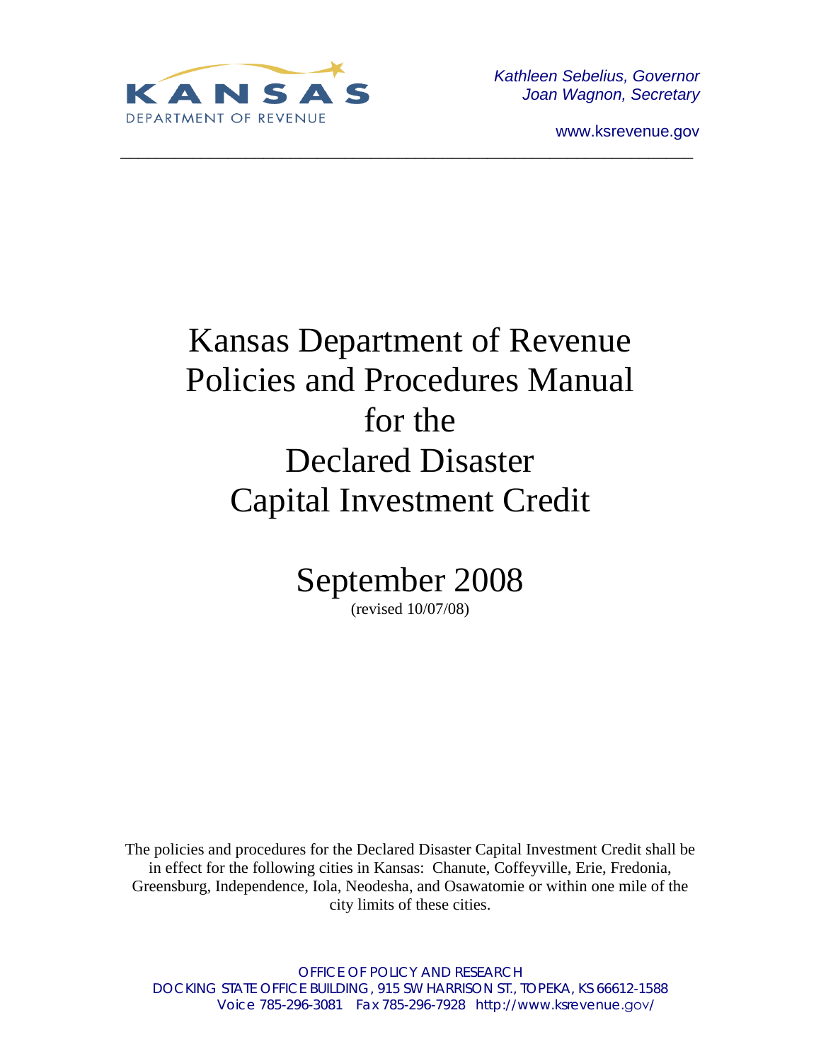KANSAS
DEPARTMENT OF REVENUE

*Kathleen Sebelius, Governor*
*Joan Wagnon, Secretary*

www.ksrevenue.gov

---

# Kansas Department of Revenue Policies and Procedures Manual for the Declared Disaster Capital Investment Credit

## September 2008

(revised 10/07/08)

The policies and procedures for the Declared Disaster Capital Investment Credit shall be in effect for the following cities in Kansas: Chanute, Coffeyville, Erie, Fredonia, Greensburg, Independence, Iola, Neodesha, and Osawatomie or within one mile of the city limits of these cities.

OFFICE OF POLICY AND RESEARCH
DOCKING STATE OFFICE BUILDING, 915 SW HARRISON ST., TOPEKA, KS 66612-1588
Voice 785-296-3081 Fax 785-296-7928 http://www.ksrevenue.gov/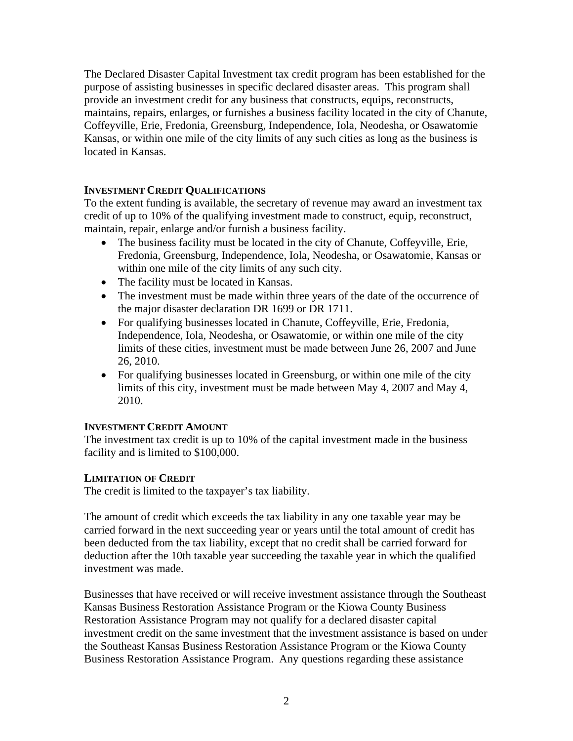The Declared Disaster Capital Investment tax credit program has been established for the purpose of assisting businesses in specific declared disaster areas. This program shall provide an investment credit for any business that constructs, equips, reconstructs, maintains, repairs, enlarges, or furnishes a business facility located in the city of Chanute, Coffeyville, Erie, Fredonia, Greensburg, Independence, Iola, Neodesha, or Osawatomie Kansas, or within one mile of the city limits of any such cities as long as the business is located in Kansas.

### INVESTMENT CREDIT QUALIFICATIONS

To the extent funding is available, the secretary of revenue may award an investment tax credit of up to 10% of the qualifying investment made to construct, equip, reconstruct, maintain, repair, enlarge and/or furnish a business facility.

- The business facility must be located in the city of Chanute, Coffeyville, Erie, Fredonia, Greensburg, Independence, Iola, Neodesha, or Osawatomie, Kansas or within one mile of the city limits of any such city.
- The facility must be located in Kansas.
- The investment must be made within three years of the date of the occurrence of the major disaster declaration DR 1699 or DR 1711.
- For qualifying businesses located in Chanute, Coffeyville, Erie, Fredonia, Independence, Iola, Neodesha, or Osawatomie, or within one mile of the city limits of these cities, investment must be made between June 26, 2007 and June 26, 2010.
- For qualifying businesses located in Greensburg, or within one mile of the city limits of this city, investment must be made between May 4, 2007 and May 4, 2010.

### INVESTMENT CREDIT AMOUNT

The investment tax credit is up to 10% of the capital investment made in the business facility and is limited to $100,000.

### LIMITATION OF CREDIT

The credit is limited to the taxpayer's tax liability.

The amount of credit which exceeds the tax liability in any one taxable year may be carried forward in the next succeeding year or years until the total amount of credit has been deducted from the tax liability, except that no credit shall be carried forward for deduction after the 10th taxable year succeeding the taxable year in which the qualified investment was made.

Businesses that have received or will receive investment assistance through the Southeast Kansas Business Restoration Assistance Program or the Kiowa County Business Restoration Assistance Program may not qualify for a declared disaster capital investment credit on the same investment that the investment assistance is based on under the Southeast Kansas Business Restoration Assistance Program or the Kiowa County Business Restoration Assistance Program. Any questions regarding these assistance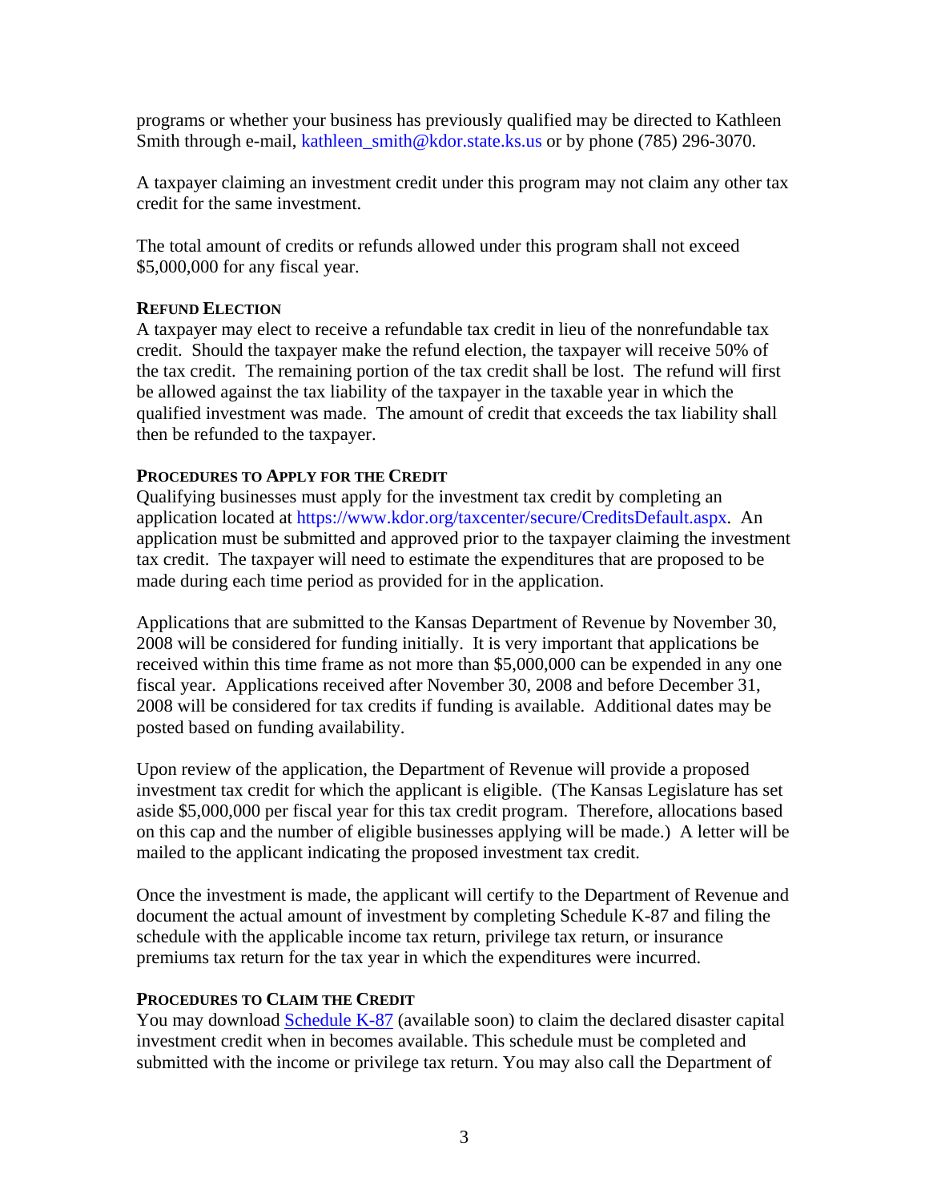programs or whether your business has previously qualified may be directed to Kathleen Smith through e-mail, kathleen_smith@kdor.state.ks.us or by phone (785) 296-3070.

A taxpayer claiming an investment credit under this program may not claim any other tax credit for the same investment.

The total amount of credits or refunds allowed under this program shall not exceed $5,000,000 for any fiscal year.

**REFUND ELECTION**

A taxpayer may elect to receive a refundable tax credit in lieu of the nonrefundable tax credit. Should the taxpayer make the refund election, the taxpayer will receive 50% of the tax credit. The remaining portion of the tax credit shall be lost. The refund will first be allowed against the tax liability of the taxpayer in the taxable year in which the qualified investment was made. The amount of credit that exceeds the tax liability shall then be refunded to the taxpayer.

**PROCEDURES TO APPLY FOR THE CREDIT**

Qualifying businesses must apply for the investment tax credit by completing an application located at https://www.kdor.org/taxcenter/secure/CreditsDefault.aspx. An application must be submitted and approved prior to the taxpayer claiming the investment tax credit. The taxpayer will need to estimate the expenditures that are proposed to be made during each time period as provided for in the application.

Applications that are submitted to the Kansas Department of Revenue by November 30, 2008 will be considered for funding initially. It is very important that applications be received within this time frame as not more than $5,000,000 can be expended in any one fiscal year. Applications received after November 30, 2008 and before December 31, 2008 will be considered for tax credits if funding is available. Additional dates may be posted based on funding availability.

Upon review of the application, the Department of Revenue will provide a proposed investment tax credit for which the applicant is eligible. (The Kansas Legislature has set aside $5,000,000 per fiscal year for this tax credit program. Therefore, allocations based on this cap and the number of eligible businesses applying will be made.) A letter will be mailed to the applicant indicating the proposed investment tax credit.

Once the investment is made, the applicant will certify to the Department of Revenue and document the actual amount of investment by completing Schedule K-87 and filing the schedule with the applicable income tax return, privilege tax return, or insurance premiums tax return for the tax year in which the expenditures were incurred.

**PROCEDURES TO CLAIM THE CREDIT**

You may download Schedule K-87 (available soon) to claim the declared disaster capital investment credit when in becomes available. This schedule must be completed and submitted with the income or privilege tax return. You may also call the Department of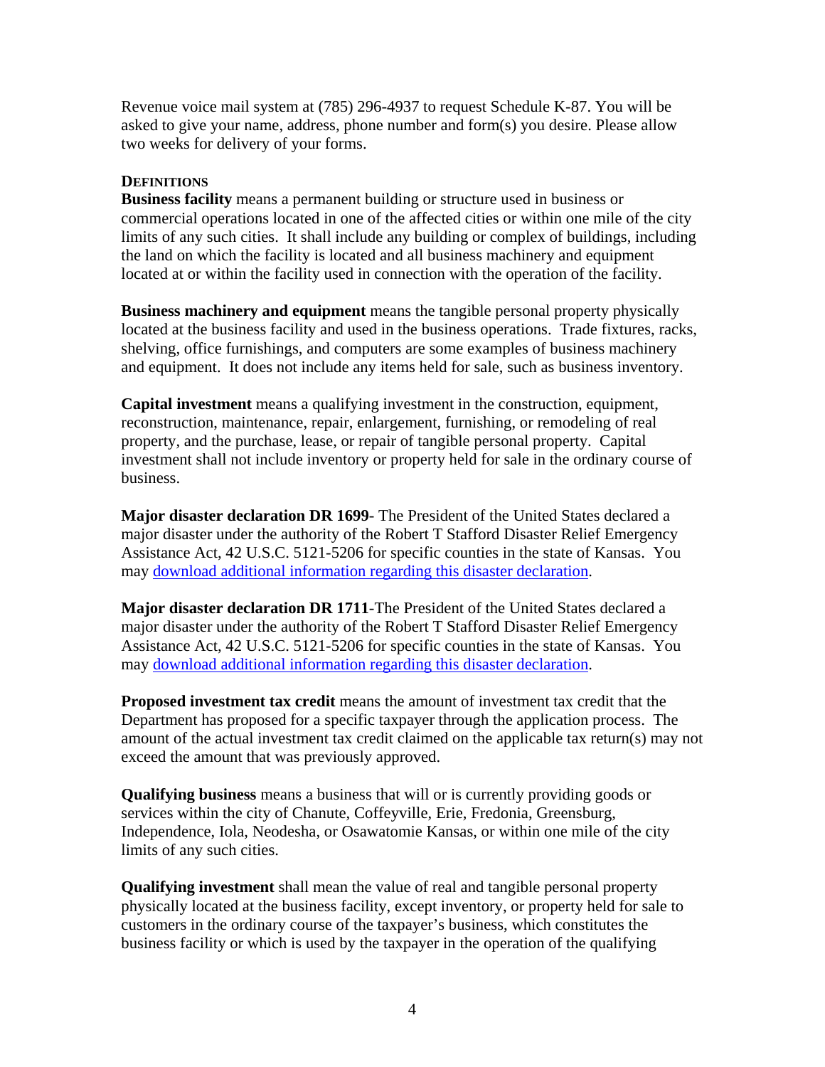Revenue voice mail system at (785) 296-4937 to request Schedule K-87. You will be asked to give your name, address, phone number and form(s) you desire. Please allow two weeks for delivery of your forms.

## DEFINITIONS

**Business facility** means a permanent building or structure used in business or commercial operations located in one of the affected cities or within one mile of the city limits of any such cities. It shall include any building or complex of buildings, including the land on which the facility is located and all business machinery and equipment located at or within the facility used in connection with the operation of the facility.

**Business machinery and equipment** means the tangible personal property physically located at the business facility and used in the business operations. Trade fixtures, racks, shelving, office furnishings, and computers are some examples of business machinery and equipment. It does not include any items held for sale, such as business inventory.

**Capital investment** means a qualifying investment in the construction, equipment, reconstruction, maintenance, repair, enlargement, furnishing, or remodeling of real property, and the purchase, lease, or repair of tangible personal property. Capital investment shall not include inventory or property held for sale in the ordinary course of business.

**Major disaster declaration DR 1699**- The President of the United States declared a major disaster under the authority of the Robert T Stafford Disaster Relief Emergency Assistance Act, 42 U.S.C. 5121-5206 for specific counties in the state of Kansas. You may download additional information regarding this disaster declaration.

**Major disaster declaration DR 1711**-The President of the United States declared a major disaster under the authority of the Robert T Stafford Disaster Relief Emergency Assistance Act, 42 U.S.C. 5121-5206 for specific counties in the state of Kansas. You may download additional information regarding this disaster declaration.

**Proposed investment tax credit** means the amount of investment tax credit that the Department has proposed for a specific taxpayer through the application process. The amount of the actual investment tax credit claimed on the applicable tax return(s) may not exceed the amount that was previously approved.

**Qualifying business** means a business that will or is currently providing goods or services within the city of Chanute, Coffeyville, Erie, Fredonia, Greensburg, Independence, Iola, Neodesha, or Osawatomie Kansas, or within one mile of the city limits of any such cities.

**Qualifying investment** shall mean the value of real and tangible personal property physically located at the business facility, except inventory, or property held for sale to customers in the ordinary course of the taxpayer's business, which constitutes the business facility or which is used by the taxpayer in the operation of the qualifying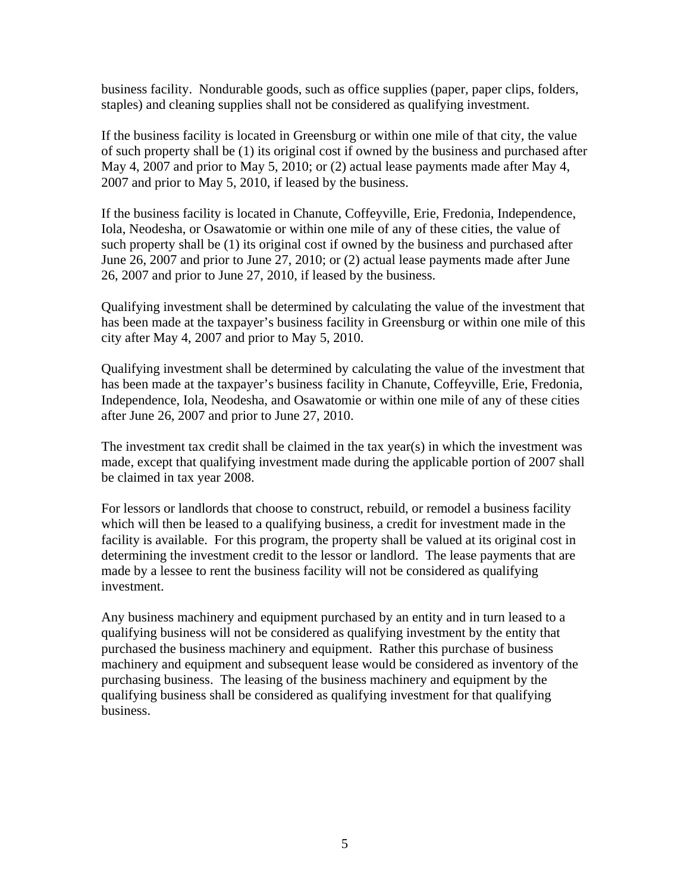business facility. Nondurable goods, such as office supplies (paper, paper clips, folders, staples) and cleaning supplies shall not be considered as qualifying investment.

If the business facility is located in Greensburg or within one mile of that city, the value of such property shall be (1) its original cost if owned by the business and purchased after May 4, 2007 and prior to May 5, 2010; or (2) actual lease payments made after May 4, 2007 and prior to May 5, 2010, if leased by the business.

If the business facility is located in Chanute, Coffeyville, Erie, Fredonia, Independence, Iola, Neodesha, or Osawatomie or within one mile of any of these cities, the value of such property shall be (1) its original cost if owned by the business and purchased after June 26, 2007 and prior to June 27, 2010; or (2) actual lease payments made after June 26, 2007 and prior to June 27, 2010, if leased by the business.

Qualifying investment shall be determined by calculating the value of the investment that has been made at the taxpayer's business facility in Greensburg or within one mile of this city after May 4, 2007 and prior to May 5, 2010.

Qualifying investment shall be determined by calculating the value of the investment that has been made at the taxpayer's business facility in Chanute, Coffeyville, Erie, Fredonia, Independence, Iola, Neodesha, and Osawatomie or within one mile of any of these cities after June 26, 2007 and prior to June 27, 2010.

The investment tax credit shall be claimed in the tax year(s) in which the investment was made, except that qualifying investment made during the applicable portion of 2007 shall be claimed in tax year 2008.

For lessors or landlords that choose to construct, rebuild, or remodel a business facility which will then be leased to a qualifying business, a credit for investment made in the facility is available. For this program, the property shall be valued at its original cost in determining the investment credit to the lessor or landlord. The lease payments that are made by a lessee to rent the business facility will not be considered as qualifying investment.

Any business machinery and equipment purchased by an entity and in turn leased to a qualifying business will not be considered as qualifying investment by the entity that purchased the business machinery and equipment. Rather this purchase of business machinery and equipment and subsequent lease would be considered as inventory of the purchasing business. The leasing of the business machinery and equipment by the qualifying business shall be considered as qualifying investment for that qualifying business.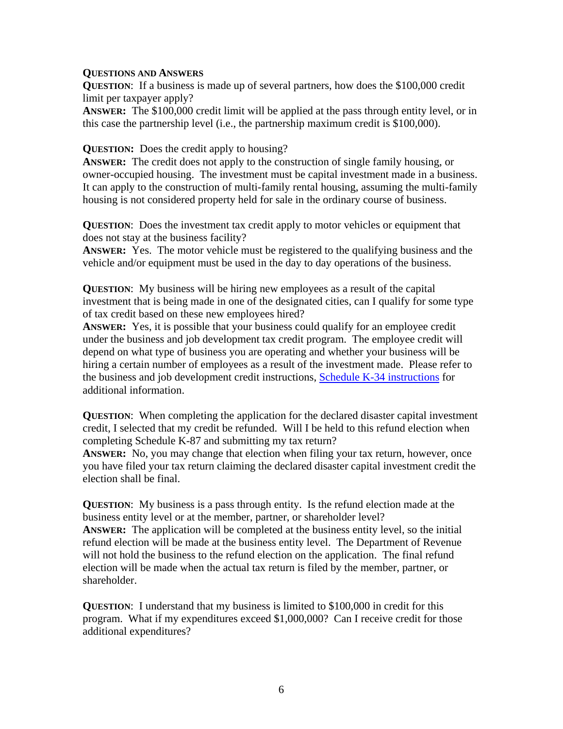**Questions and Answers**

**Question**: If a business is made up of several partners, how does the $100,000 credit limit per taxpayer apply?

**Answer:** The $100,000 credit limit will be applied at the pass through entity level, or in this case the partnership level (i.e., the partnership maximum credit is $100,000).

**Question:** Does the credit apply to housing?

**Answer:** The credit does not apply to the construction of single family housing, or owner-occupied housing. The investment must be capital investment made in a business. It can apply to the construction of multi-family rental housing, assuming the multi-family housing is not considered property held for sale in the ordinary course of business.

**Question**: Does the investment tax credit apply to motor vehicles or equipment that does not stay at the business facility?

**Answer:** Yes. The motor vehicle must be registered to the qualifying business and the vehicle and/or equipment must be used in the day to day operations of the business.

**Question**: My business will be hiring new employees as a result of the capital investment that is being made in one of the designated cities, can I qualify for some type of tax credit based on these new employees hired?

**Answer:** Yes, it is possible that your business could qualify for an employee credit under the business and job development tax credit program. The employee credit will depend on what type of business you are operating and whether your business will be hiring a certain number of employees as a result of the investment made. Please refer to the business and job development credit instructions, Schedule K-34 instructions for additional information.

**Question**: When completing the application for the declared disaster capital investment credit, I selected that my credit be refunded. Will I be held to this refund election when completing Schedule K-87 and submitting my tax return?

**Answer:** No, you may change that election when filing your tax return, however, once you have filed your tax return claiming the declared disaster capital investment credit the election shall be final.

**Question**: My business is a pass through entity. Is the refund election made at the business entity level or at the member, partner, or shareholder level?

**Answer:** The application will be completed at the business entity level, so the initial refund election will be made at the business entity level. The Department of Revenue will not hold the business to the refund election on the application. The final refund election will be made when the actual tax return is filed by the member, partner, or shareholder.

**Question**: I understand that my business is limited to $100,000 in credit for this program. What if my expenditures exceed $1,000,000? Can I receive credit for those additional expenditures?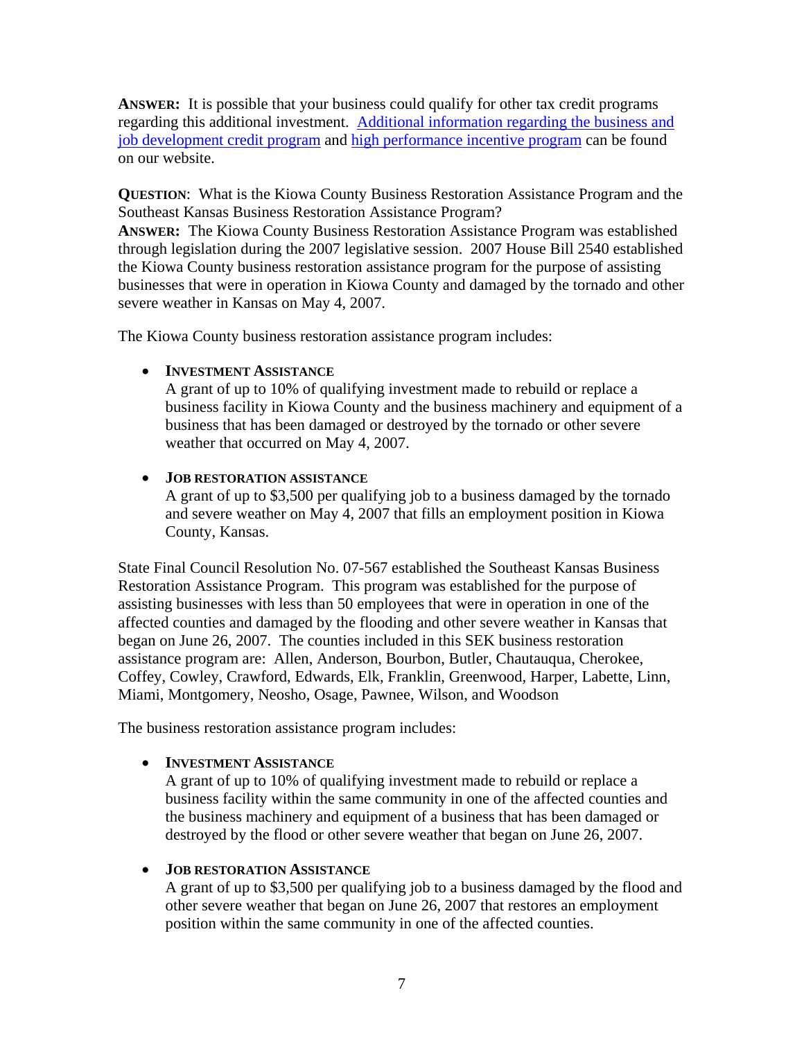**ANSWER:** It is possible that your business could qualify for other tax credit programs regarding this additional investment. Additional information regarding the business and job development credit program and high performance incentive program can be found on our website.

**QUESTION**: What is the Kiowa County Business Restoration Assistance Program and the Southeast Kansas Business Restoration Assistance Program?

**ANSWER:** The Kiowa County Business Restoration Assistance Program was established through legislation during the 2007 legislative session. 2007 House Bill 2540 established the Kiowa County business restoration assistance program for the purpose of assisting businesses that were in operation in Kiowa County and damaged by the tornado and other severe weather in Kansas on May 4, 2007.

The Kiowa County business restoration assistance program includes:

- **INVESTMENT ASSISTANCE**
  A grant of up to 10% of qualifying investment made to rebuild or replace a business facility in Kiowa County and the business machinery and equipment of a business that has been damaged or destroyed by the tornado or other severe weather that occurred on May 4, 2007.

- **JOB RESTORATION ASSISTANCE**
  A grant of up to $3,500 per qualifying job to a business damaged by the tornado and severe weather on May 4, 2007 that fills an employment position in Kiowa County, Kansas.

State Final Council Resolution No. 07-567 established the Southeast Kansas Business Restoration Assistance Program. This program was established for the purpose of assisting businesses with less than 50 employees that were in operation in one of the affected counties and damaged by the flooding and other severe weather in Kansas that began on June 26, 2007. The counties included in this SEK business restoration assistance program are: Allen, Anderson, Bourbon, Butler, Chautauqua, Cherokee, Coffey, Cowley, Crawford, Edwards, Elk, Franklin, Greenwood, Harper, Labette, Linn, Miami, Montgomery, Neosho, Osage, Pawnee, Wilson, and Woodson

The business restoration assistance program includes:

- **INVESTMENT ASSISTANCE**
  A grant of up to 10% of qualifying investment made to rebuild or replace a business facility within the same community in one of the affected counties and the business machinery and equipment of a business that has been damaged or destroyed by the flood or other severe weather that began on June 26, 2007.

- **JOB RESTORATION ASSISTANCE**
  A grant of up to $3,500 per qualifying job to a business damaged by the flood and other severe weather that began on June 26, 2007 that restores an employment position within the same community in one of the affected counties.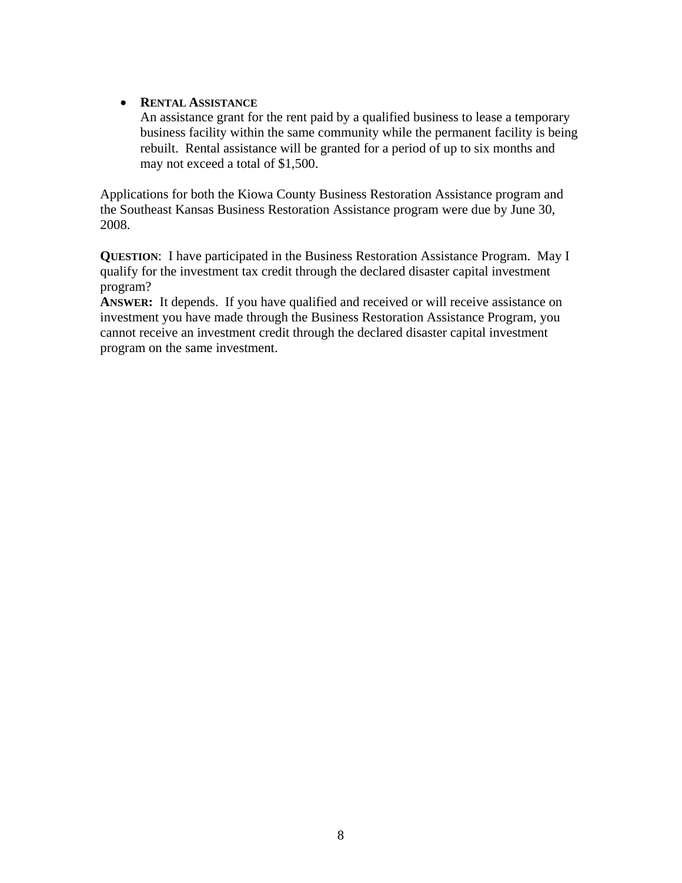- **RENTAL ASSISTANCE**
  An assistance grant for the rent paid by a qualified business to lease a temporary business facility within the same community while the permanent facility is being rebuilt. Rental assistance will be granted for a period of up to six months and may not exceed a total of $1,500.

Applications for both the Kiowa County Business Restoration Assistance program and the Southeast Kansas Business Restoration Assistance program were due by June 30, 2008.

**QUESTION**: I have participated in the Business Restoration Assistance Program. May I qualify for the investment tax credit through the declared disaster capital investment program?
**ANSWER:** It depends. If you have qualified and received or will receive assistance on investment you have made through the Business Restoration Assistance Program, you cannot receive an investment credit through the declared disaster capital investment program on the same investment.